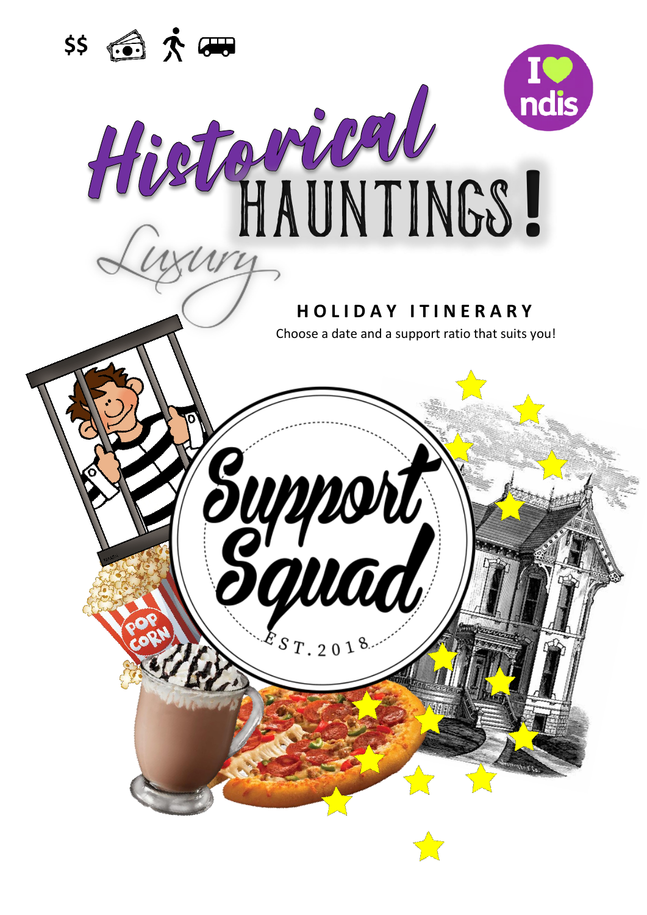$$

# Historical HAUNTINGS!

Luxury

## HOLIDAY ITINERARY

Choose a date and a support ratio that suits you!

Support Squad

EST.2018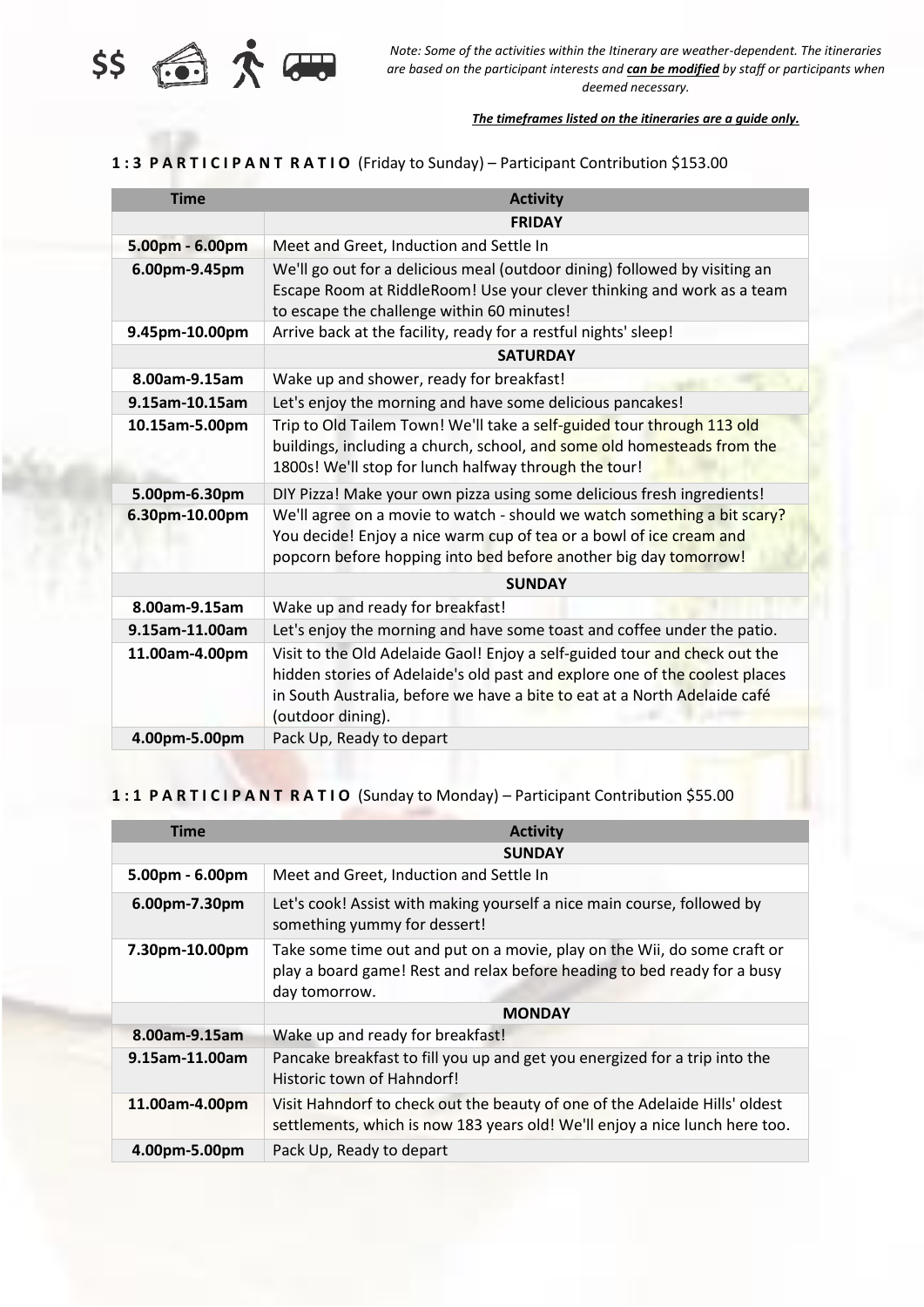$$

*Note: Some of the activities within the Itinerary are weather-dependent. The itineraries are based on the participant interests and **can be modified** by staff or participants when deemed necessary.*

***The timeframes listed on the itineraries are a guide only.***

**1:3 PARTICIPANT RATIO** (Friday to Sunday) – Participant Contribution $153.00

| Time | Activity |
|---|---|
| | **FRIDAY** |
| 5.00pm - 6.00pm | Meet and Greet, Induction and Settle In |
| 6.00pm-9.45pm | We'll go out for a delicious meal (outdoor dining) followed by visiting an Escape Room at RiddleRoom! Use your clever thinking and work as a team to escape the challenge within 60 minutes! |
| 9.45pm-10.00pm | Arrive back at the facility, ready for a restful nights' sleep! |
| | **SATURDAY** |
| 8.00am-9.15am | Wake up and shower, ready for breakfast! |
| 9.15am-10.15am | Let's enjoy the morning and have some delicious pancakes! |
| 10.15am-5.00pm | Trip to Old Tailem Town! We'll take a self-guided tour through 113 old buildings, including a church, school, and some old homesteads from the 1800s! We'll stop for lunch halfway through the tour! |
| 5.00pm-6.30pm | DIY Pizza! Make your own pizza using some delicious fresh ingredients! |
| 6.30pm-10.00pm | We'll agree on a movie to watch - should we watch something a bit scary? You decide! Enjoy a nice warm cup of tea or a bowl of ice cream and popcorn before hopping into bed before another big day tomorrow! |
| | **SUNDAY** |
| 8.00am-9.15am | Wake up and ready for breakfast! |
| 9.15am-11.00am | Let's enjoy the morning and have some toast and coffee under the patio. |
| 11.00am-4.00pm | Visit to the Old Adelaide Gaol! Enjoy a self-guided tour and check out the hidden stories of Adelaide's old past and explore one of the coolest places in South Australia, before we have a bite to eat at a North Adelaide café (outdoor dining). |
| 4.00pm-5.00pm | Pack Up, Ready to depart |

**1:1 PARTICIPANT RATIO** (Sunday to Monday) – Participant Contribution $55.00

| Time | Activity |
|---|---|
| | **SUNDAY** |
| 5.00pm - 6.00pm | Meet and Greet, Induction and Settle In |
| 6.00pm-7.30pm | Let's cook! Assist with making yourself a nice main course, followed by something yummy for dessert! |
| 7.30pm-10.00pm | Take some time out and put on a movie, play on the Wii, do some craft or play a board game! Rest and relax before heading to bed ready for a busy day tomorrow. |
| | **MONDAY** |
| 8.00am-9.15am | Wake up and ready for breakfast! |
| 9.15am-11.00am | Pancake breakfast to fill you up and get you energized for a trip into the Historic town of Hahndorf! |
| 11.00am-4.00pm | Visit Hahndorf to check out the beauty of one of the Adelaide Hills' oldest settlements, which is now 183 years old! We'll enjoy a nice lunch here too. |
| 4.00pm-5.00pm | Pack Up, Ready to depart |